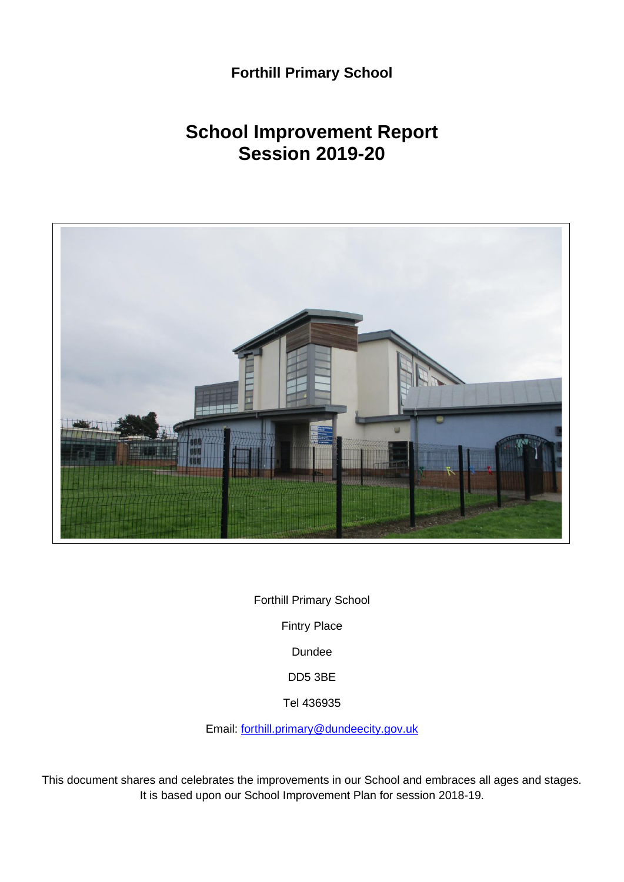**Forthill Primary School**

# School Improvement Report
# Session 2019-20

Forthill Primary School

Fintry Place

Dundee

DD5 3BE

Tel 436935

Email: [forthill.primary@dundeecity.gov.uk](mailto:forthill.primary@dundeecity.gov.uk)

This document shares and celebrates the improvements in our School and embraces all ages and stages. It is based upon our School Improvement Plan for session 2018-19.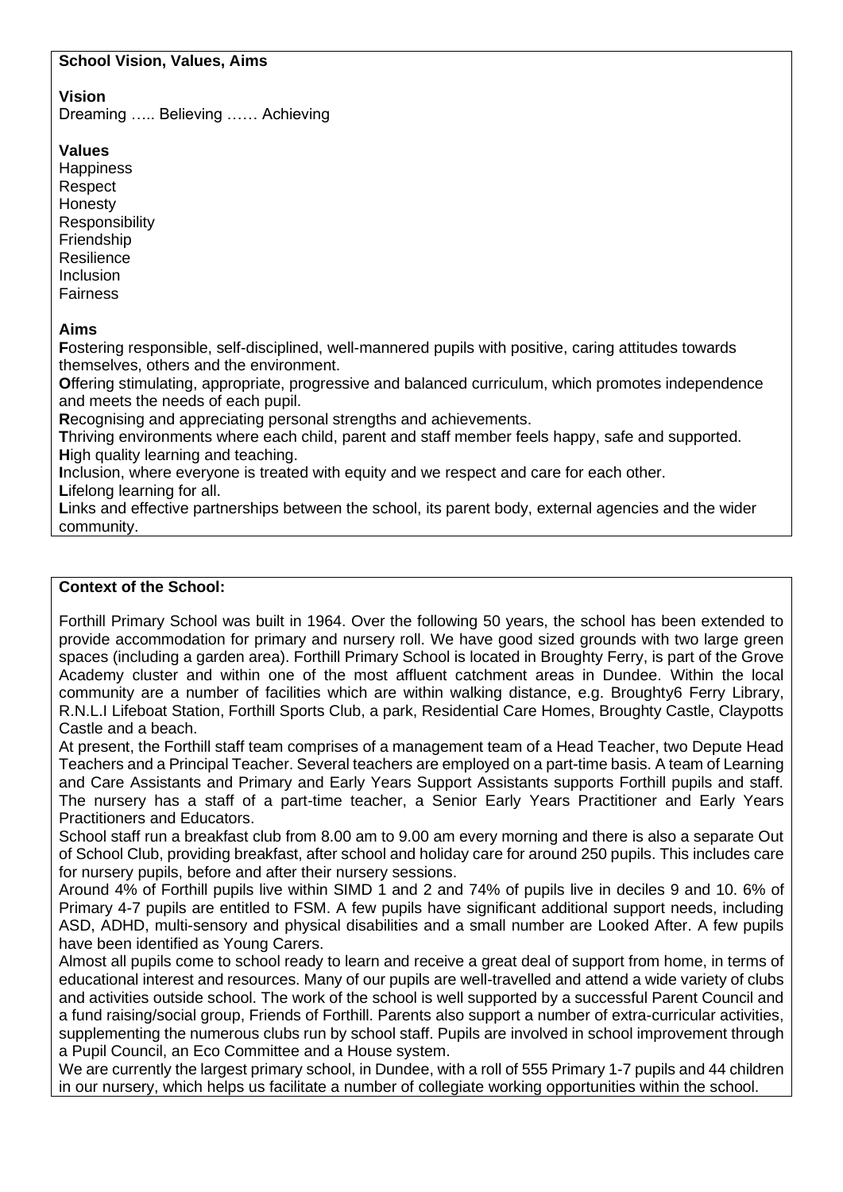## School Vision, Values, Aims

**Vision**

Dreaming ….. Believing …… Achieving

**Values**

Happiness
Respect
Honesty
Responsibility
Friendship
Resilience
Inclusion
Fairness

**Aims**

**F**ostering responsible, self-disciplined, well-mannered pupils with positive, caring attitudes towards themselves, others and the environment.
**O**ffering stimulating, appropriate, progressive and balanced curriculum, which promotes independence and meets the needs of each pupil.
**R**ecognising and appreciating personal strengths and achievements.
**T**hriving environments where each child, parent and staff member feels happy, safe and supported.
**H**igh quality learning and teaching.
**I**nclusion, where everyone is treated with equity and we respect and care for each other.
**L**ifelong learning for all.
**L**inks and effective partnerships between the school, its parent body, external agencies and the wider community.

## Context of the School:

Forthill Primary School was built in 1964. Over the following 50 years, the school has been extended to provide accommodation for primary and nursery roll. We have good sized grounds with two large green spaces (including a garden area). Forthill Primary School is located in Broughty Ferry, is part of the Grove Academy cluster and within one of the most affluent catchment areas in Dundee. Within the local community are a number of facilities which are within walking distance, e.g. Broughty6 Ferry Library, R.N.L.I Lifeboat Station, Forthill Sports Club, a park, Residential Care Homes, Broughty Castle, Claypotts Castle and a beach.

At present, the Forthill staff team comprises of a management team of a Head Teacher, two Depute Head Teachers and a Principal Teacher. Several teachers are employed on a part-time basis. A team of Learning and Care Assistants and Primary and Early Years Support Assistants supports Forthill pupils and staff. The nursery has a staff of a part-time teacher, a Senior Early Years Practitioner and Early Years Practitioners and Educators.

School staff run a breakfast club from 8.00 am to 9.00 am every morning and there is also a separate Out of School Club, providing breakfast, after school and holiday care for around 250 pupils. This includes care for nursery pupils, before and after their nursery sessions.

Around 4% of Forthill pupils live within SIMD 1 and 2 and 74% of pupils live in deciles 9 and 10. 6% of Primary 4-7 pupils are entitled to FSM. A few pupils have significant additional support needs, including ASD, ADHD, multi-sensory and physical disabilities and a small number are Looked After. A few pupils have been identified as Young Carers.

Almost all pupils come to school ready to learn and receive a great deal of support from home, in terms of educational interest and resources. Many of our pupils are well-travelled and attend a wide variety of clubs and activities outside school. The work of the school is well supported by a successful Parent Council and a fund raising/social group, Friends of Forthill. Parents also support a number of extra-curricular activities, supplementing the numerous clubs run by school staff. Pupils are involved in school improvement through a Pupil Council, an Eco Committee and a House system.

We are currently the largest primary school, in Dundee, with a roll of 555 Primary 1-7 pupils and 44 children in our nursery, which helps us facilitate a number of collegiate working opportunities within the school.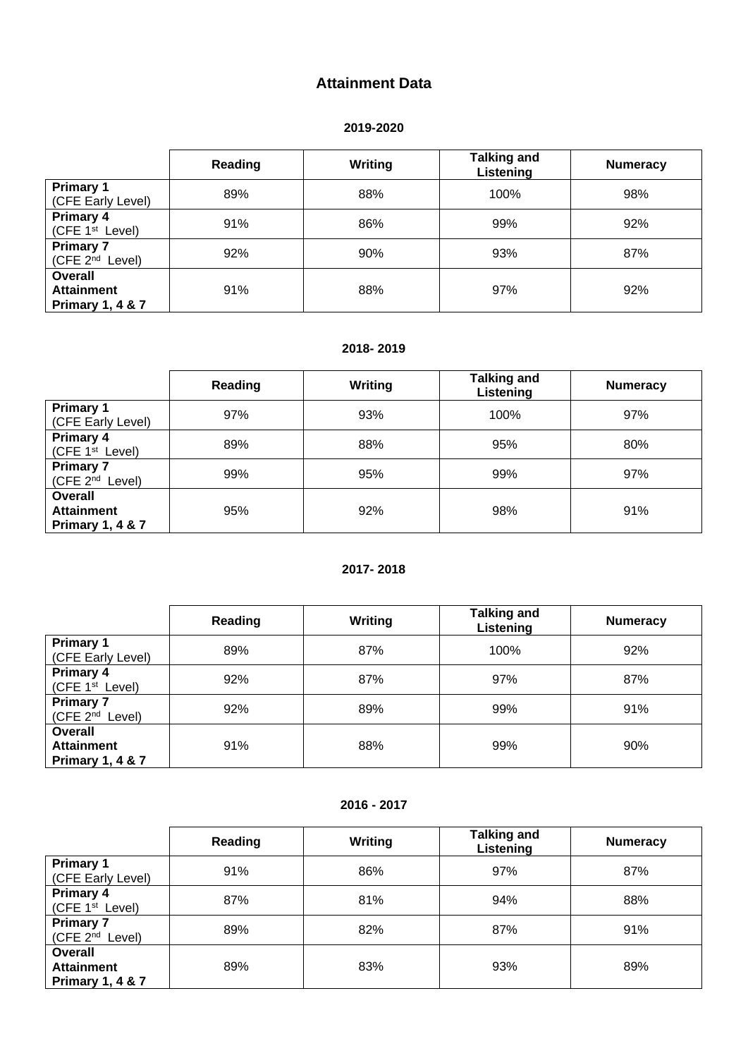# Attainment Data

### 2019-2020

| | Reading | Writing | Talking and Listening | Numeracy |
|---|---|---|---|---|
| **Primary 1** (CFE Early Level) | 89% | 88% | 100% | 98% |
| **Primary 4** (CFE 1st Level) | 91% | 86% | 99% | 92% |
| **Primary 7** (CFE 2nd Level) | 92% | 90% | 93% | 87% |
| **Overall Attainment Primary 1, 4 & 7** | 91% | 88% | 97% | 92% |

### 2018- 2019

| | Reading | Writing | Talking and Listening | Numeracy |
|---|---|---|---|---|
| **Primary 1** (CFE Early Level) | 97% | 93% | 100% | 97% |
| **Primary 4** (CFE 1st Level) | 89% | 88% | 95% | 80% |
| **Primary 7** (CFE 2nd Level) | 99% | 95% | 99% | 97% |
| **Overall Attainment Primary 1, 4 & 7** | 95% | 92% | 98% | 91% |

### 2017- 2018

| | Reading | Writing | Talking and Listening | Numeracy |
|---|---|---|---|---|
| **Primary 1** (CFE Early Level) | 89% | 87% | 100% | 92% |
| **Primary 4** (CFE 1st Level) | 92% | 87% | 97% | 87% |
| **Primary 7** (CFE 2nd Level) | 92% | 89% | 99% | 91% |
| **Overall Attainment Primary 1, 4 & 7** | 91% | 88% | 99% | 90% |

### 2016 - 2017

| | Reading | Writing | Talking and Listening | Numeracy |
|---|---|---|---|---|
| **Primary 1** (CFE Early Level) | 91% | 86% | 97% | 87% |
| **Primary 4** (CFE 1st Level) | 87% | 81% | 94% | 88% |
| **Primary 7** (CFE 2nd Level) | 89% | 82% | 87% | 91% |
| **Overall Attainment Primary 1, 4 & 7** | 89% | 83% | 93% | 89% |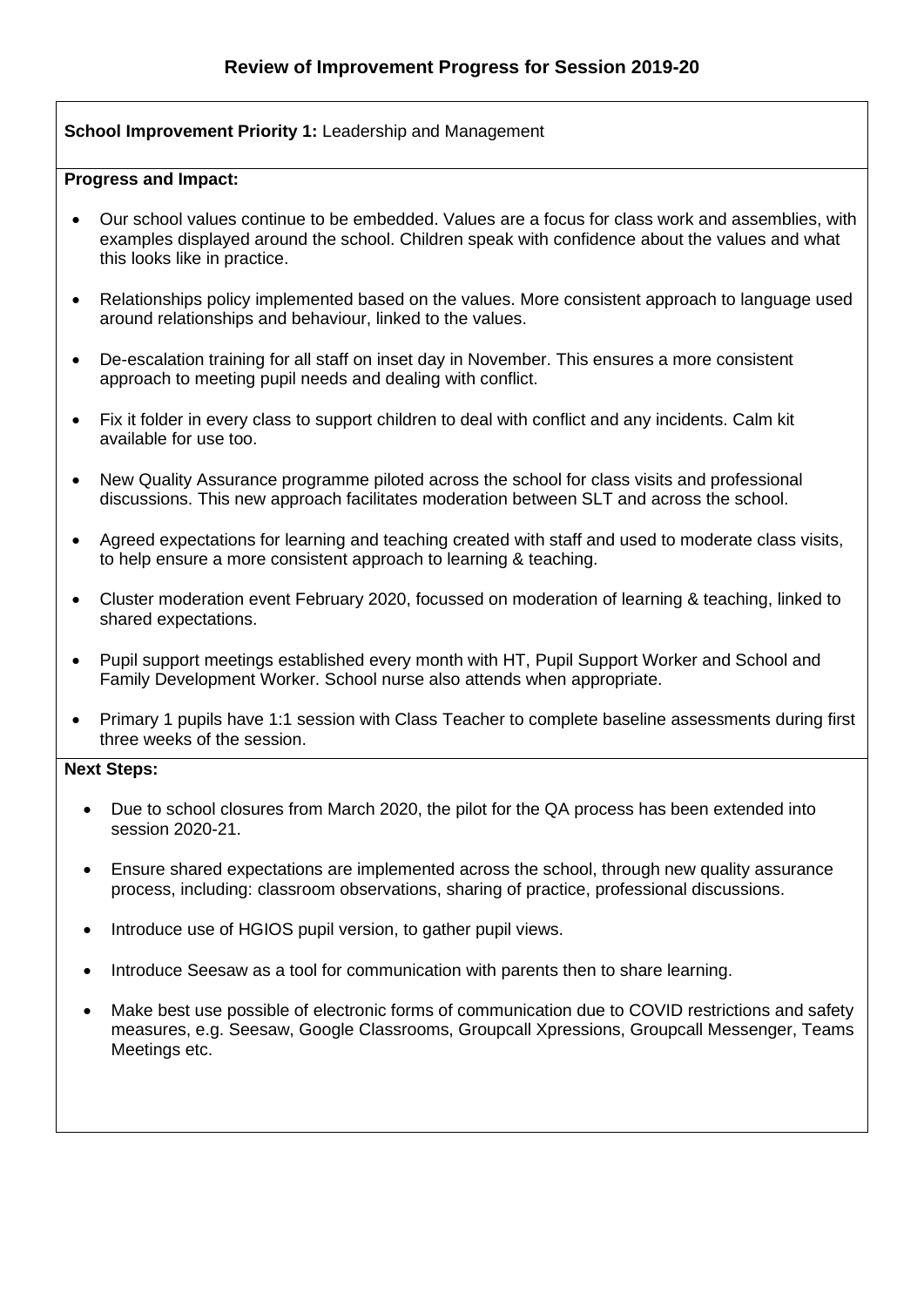# Review of Improvement Progress for Session 2019-20

**School Improvement Priority 1:** Leadership and Management

**Progress and Impact:**

- Our school values continue to be embedded. Values are a focus for class work and assemblies, with examples displayed around the school. Children speak with confidence about the values and what this looks like in practice.
- Relationships policy implemented based on the values. More consistent approach to language used around relationships and behaviour, linked to the values.
- De-escalation training for all staff on inset day in November. This ensures a more consistent approach to meeting pupil needs and dealing with conflict.
- Fix it folder in every class to support children to deal with conflict and any incidents. Calm kit available for use too.
- New Quality Assurance programme piloted across the school for class visits and professional discussions. This new approach facilitates moderation between SLT and across the school.
- Agreed expectations for learning and teaching created with staff and used to moderate class visits, to help ensure a more consistent approach to learning & teaching.
- Cluster moderation event February 2020, focussed on moderation of learning & teaching, linked to shared expectations.
- Pupil support meetings established every month with HT, Pupil Support Worker and School and Family Development Worker. School nurse also attends when appropriate.
- Primary 1 pupils have 1:1 session with Class Teacher to complete baseline assessments during first three weeks of the session.

**Next Steps:**

- Due to school closures from March 2020, the pilot for the QA process has been extended into session 2020-21.
- Ensure shared expectations are implemented across the school, through new quality assurance process, including: classroom observations, sharing of practice, professional discussions.
- Introduce use of HGIOS pupil version, to gather pupil views.
- Introduce Seesaw as a tool for communication with parents then to share learning.
- Make best use possible of electronic forms of communication due to COVID restrictions and safety measures, e.g. Seesaw, Google Classrooms, Groupcall Xpressions, Groupcall Messenger, Teams Meetings etc.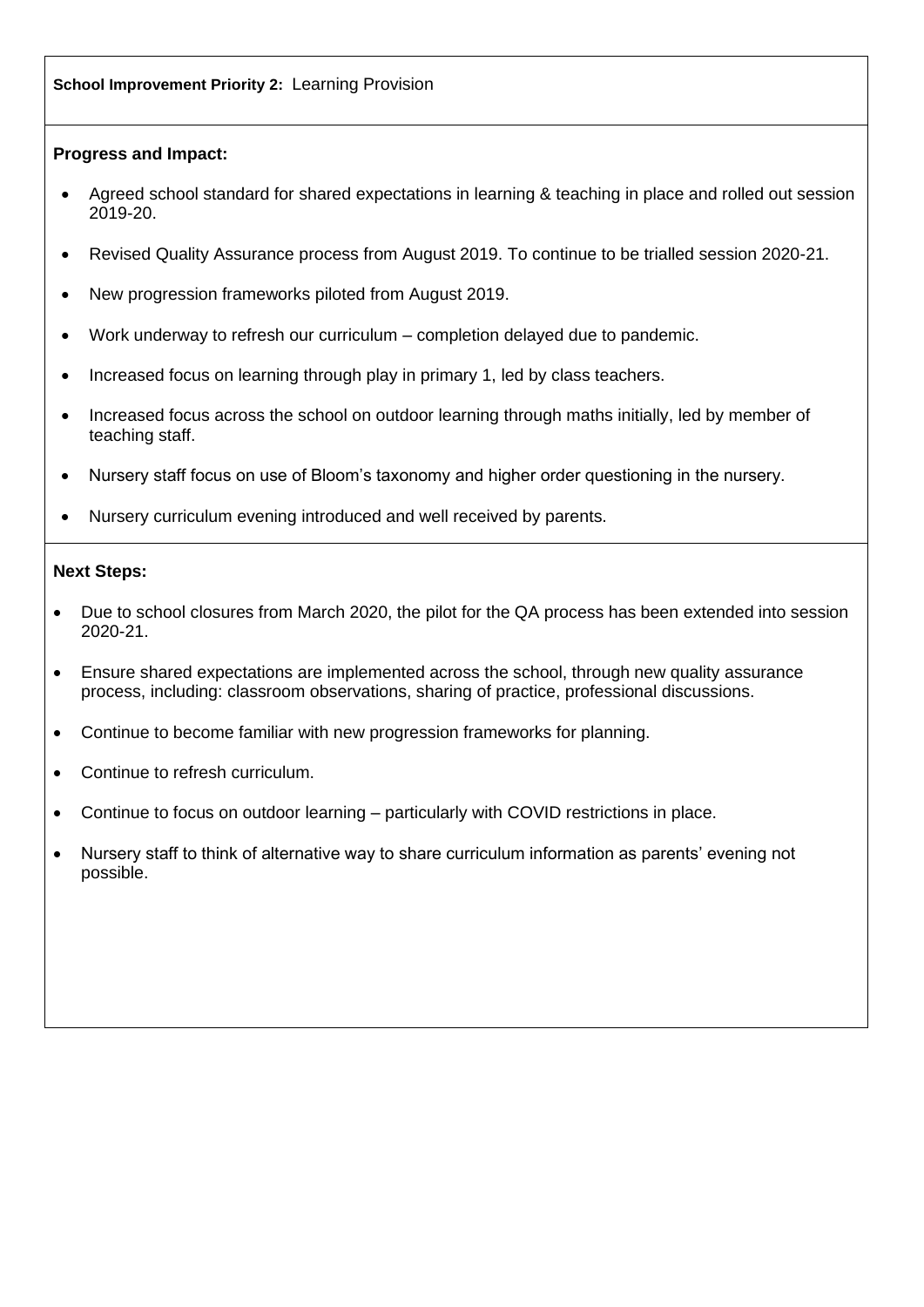**School Improvement Priority 2:** Learning Provision

**Progress and Impact:**

- Agreed school standard for shared expectations in learning & teaching in place and rolled out session 2019-20.
- Revised Quality Assurance process from August 2019. To continue to be trialled session 2020-21.
- New progression frameworks piloted from August 2019.
- Work underway to refresh our curriculum – completion delayed due to pandemic.
- Increased focus on learning through play in primary 1, led by class teachers.
- Increased focus across the school on outdoor learning through maths initially, led by member of teaching staff.
- Nursery staff focus on use of Bloom's taxonomy and higher order questioning in the nursery.
- Nursery curriculum evening introduced and well received by parents.

**Next Steps:**

- Due to school closures from March 2020, the pilot for the QA process has been extended into session 2020-21.
- Ensure shared expectations are implemented across the school, through new quality assurance process, including: classroom observations, sharing of practice, professional discussions.
- Continue to become familiar with new progression frameworks for planning.
- Continue to refresh curriculum.
- Continue to focus on outdoor learning – particularly with COVID restrictions in place.
- Nursery staff to think of alternative way to share curriculum information as parents' evening not possible.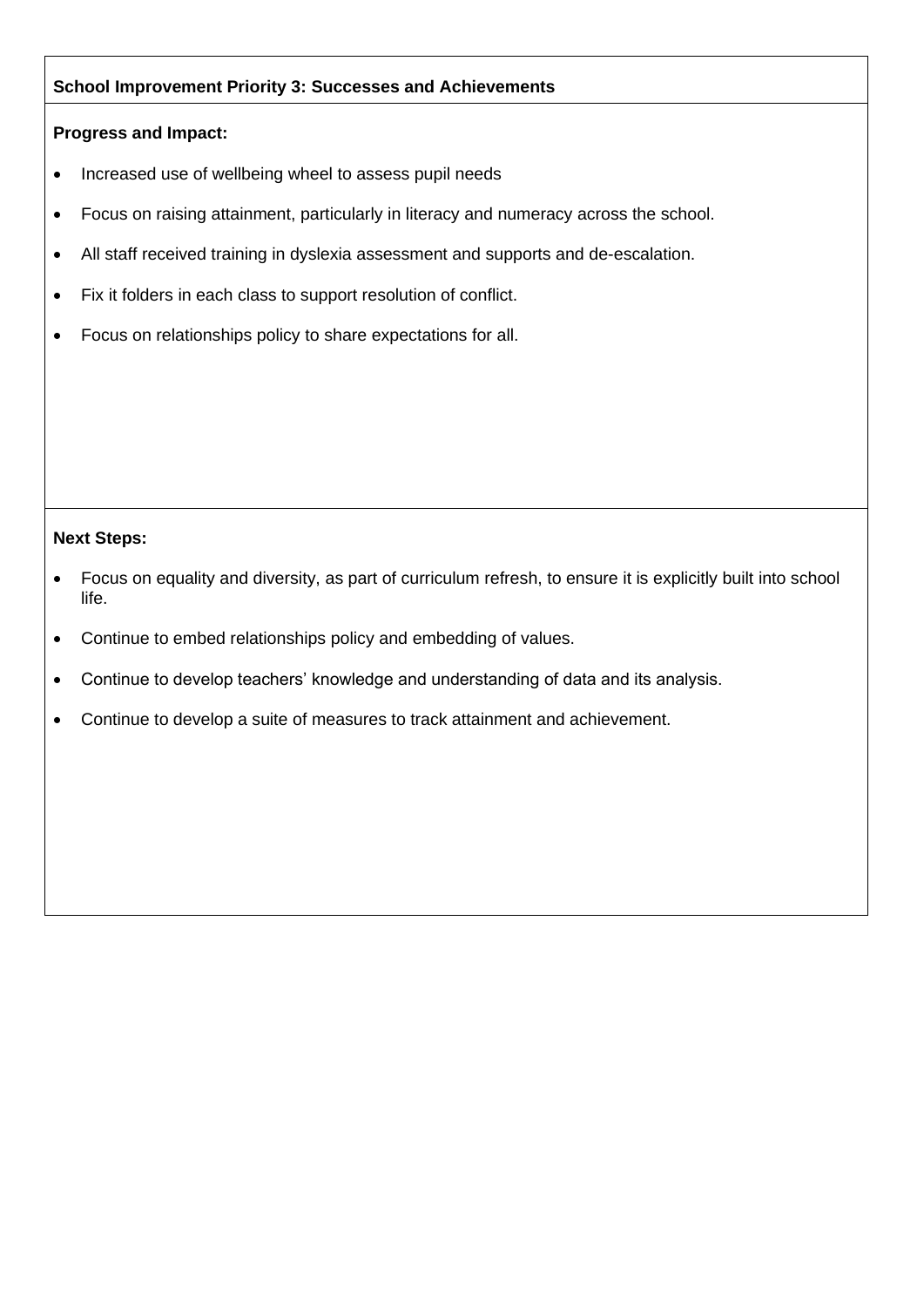**School Improvement Priority 3: Successes and Achievements**

**Progress and Impact:**

- Increased use of wellbeing wheel to assess pupil needs
- Focus on raising attainment, particularly in literacy and numeracy across the school.
- All staff received training in dyslexia assessment and supports and de-escalation.
- Fix it folders in each class to support resolution of conflict.
- Focus on relationships policy to share expectations for all.

**Next Steps:**

- Focus on equality and diversity, as part of curriculum refresh, to ensure it is explicitly built into school life.
- Continue to embed relationships policy and embedding of values.
- Continue to develop teachers' knowledge and understanding of data and its analysis.
- Continue to develop a suite of measures to track attainment and achievement.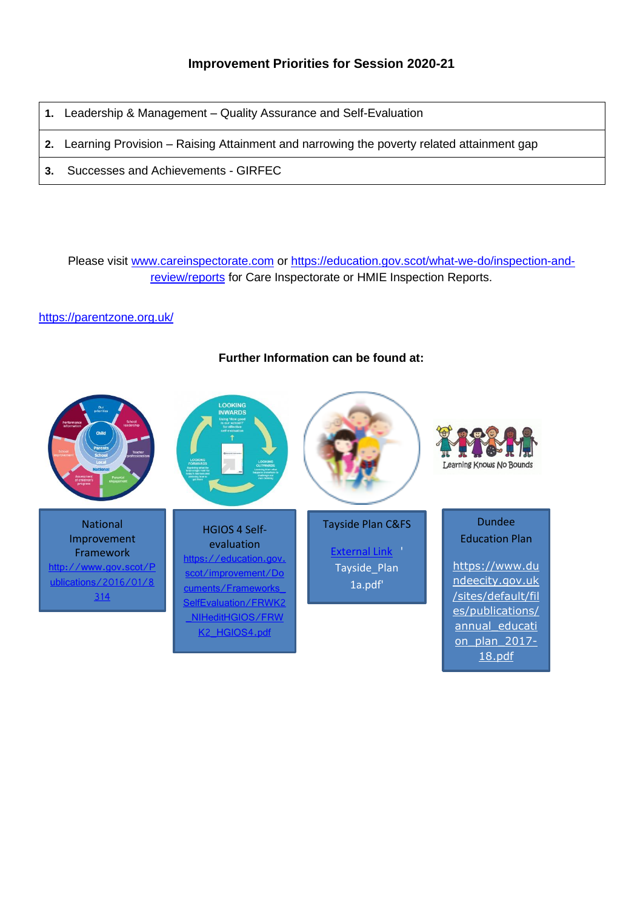## Improvement Priorities for Session 2020-21

| | |
|---|---|
| **1.** | Leadership & Management – Quality Assurance and Self-Evaluation |
| **2.** | Learning Provision – Raising Attainment and narrowing the poverty related attainment gap |
| **3.** | Successes and Achievements - GIRFEC |

Please visit www.careinspectorate.com or https://education.gov.scot/what-we-do/inspection-and-review/reports for Care Inspectorate or HMIE Inspection Reports.

https://parentzone.org.uk/

**Further Information can be found at:**

National Improvement Framework
http://www.gov.scot/Publications/2016/01/8314

HGIOS 4 Self-evaluation
https://education.gov.scot/improvement/Documents/Frameworks_SelfEvaluation/FRWK2_NIHeditHGIOS/FRWK2_HGIOS4.pdf

Tayside Plan C&FS
External Link ' Tayside_Plan 1a.pdf'

Dundee Education Plan
https://www.dundeecity.gov.uk/sites/default/files/publications/annual_education_plan_2017-18.pdf